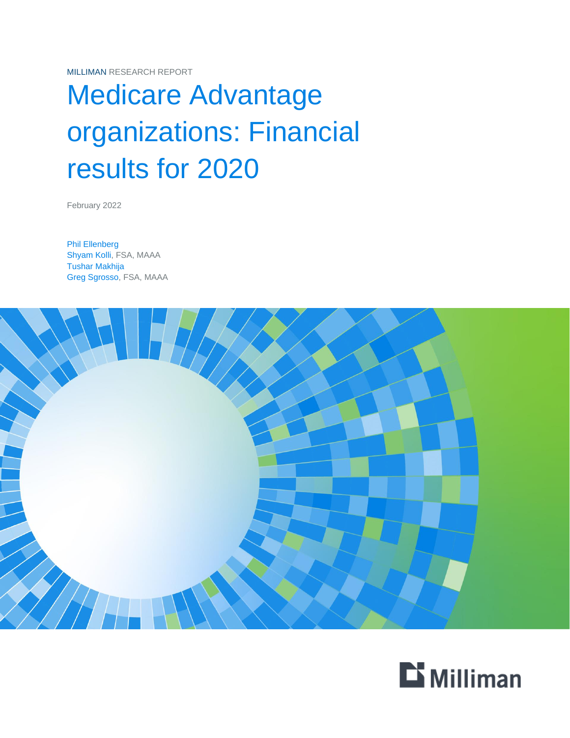MILLIMAN RESEARCH REPORT

# Medicare Advantage organizations: Financial results for 2020

February 2022

Phil Ellenberg
Shyam Kolli, FSA, MAAA
Tushar Makhija
Greg Sgrosso, FSA, MAAA

Milliman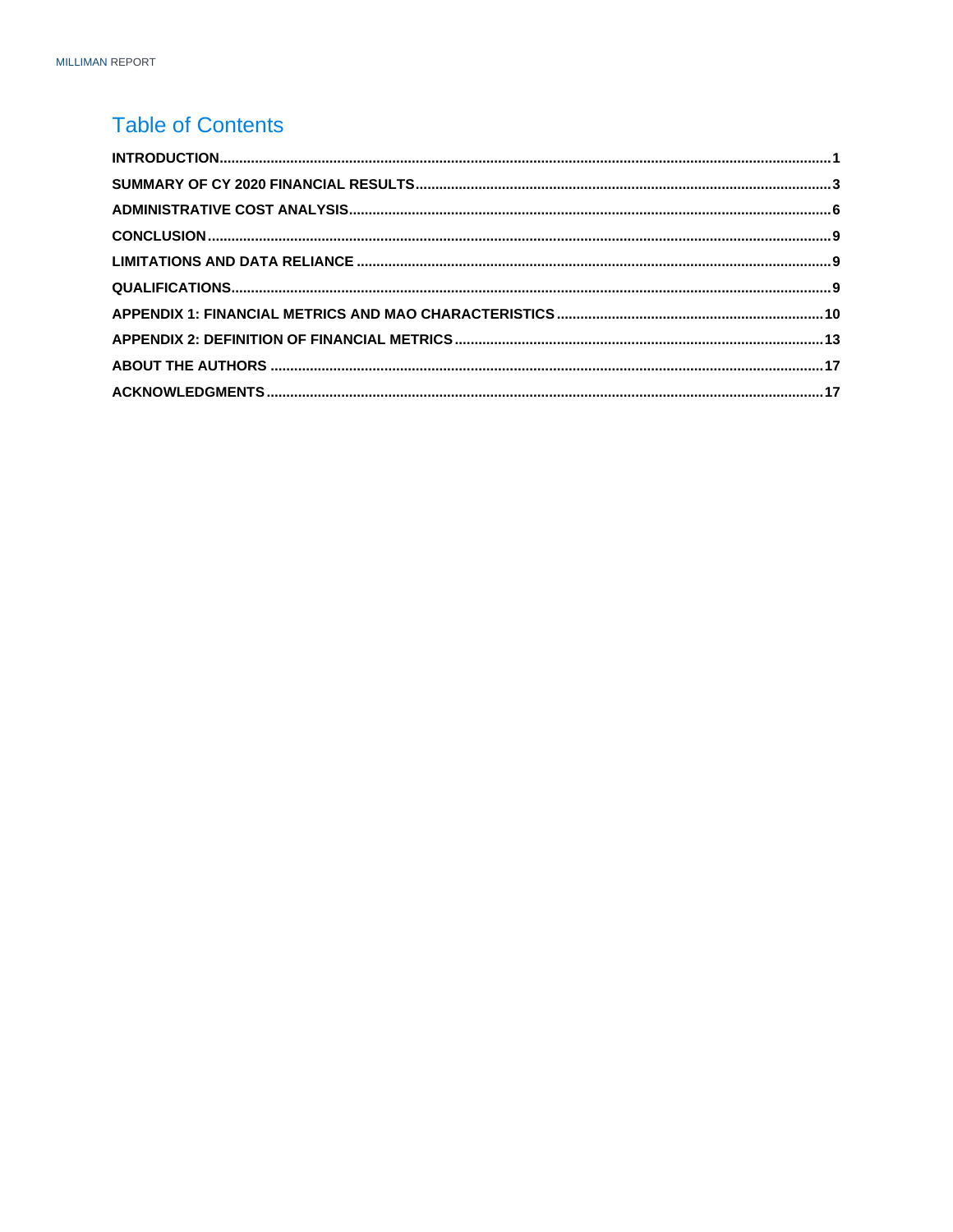# Table of Contents

**INTRODUCTION** ..... 1

**SUMMARY OF CY 2020 FINANCIAL RESULTS** ..... 3

**ADMINISTRATIVE COST ANALYSIS** ..... 6

**CONCLUSION** ..... 9

**LIMITATIONS AND DATA RELIANCE** ..... 9

**QUALIFICATIONS** ..... 9

**APPENDIX 1: FINANCIAL METRICS AND MAO CHARACTERISTICS** ..... 10

**APPENDIX 2: DEFINITION OF FINANCIAL METRICS** ..... 13

**ABOUT THE AUTHORS** ..... 17

**ACKNOWLEDGMENTS** ..... 17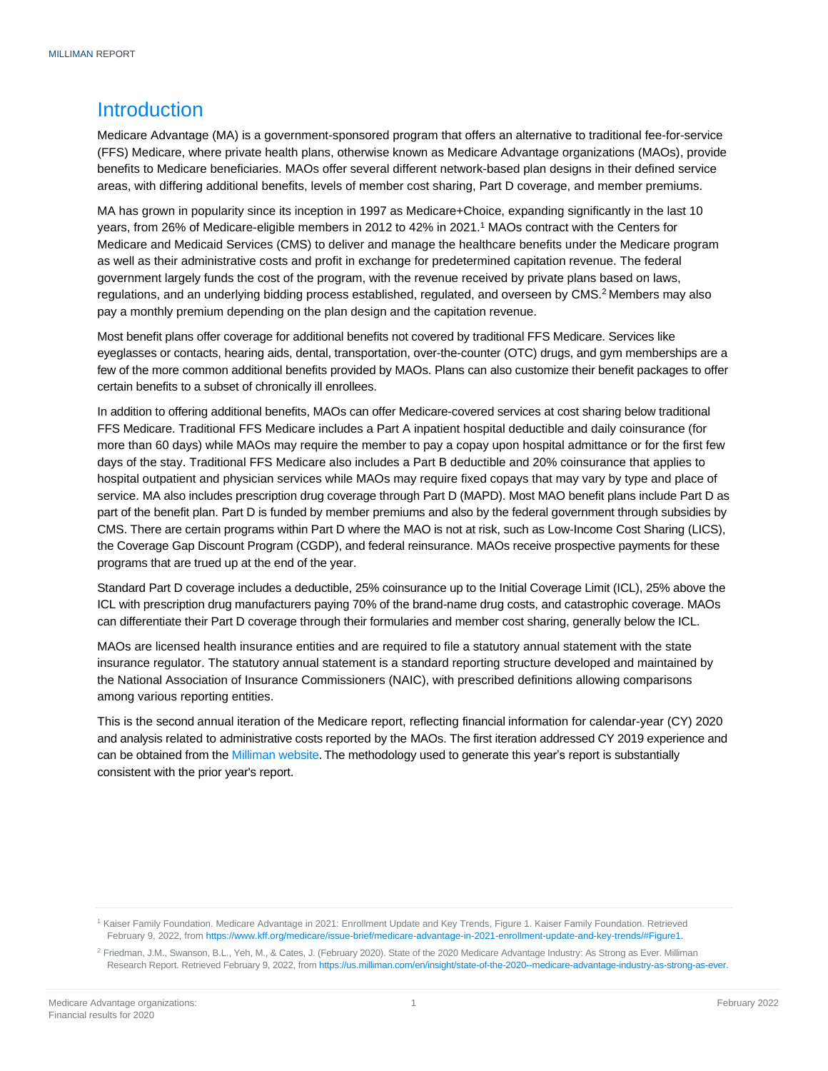# Introduction

Medicare Advantage (MA) is a government-sponsored program that offers an alternative to traditional fee-for-service (FFS) Medicare, where private health plans, otherwise known as Medicare Advantage organizations (MAOs), provide benefits to Medicare beneficiaries. MAOs offer several different network-based plan designs in their defined service areas, with differing additional benefits, levels of member cost sharing, Part D coverage, and member premiums.

MA has grown in popularity since its inception in 1997 as Medicare+Choice, expanding significantly in the last 10 years, from 26% of Medicare-eligible members in 2012 to 42% in 2021.[1] MAOs contract with the Centers for Medicare and Medicaid Services (CMS) to deliver and manage the healthcare benefits under the Medicare program as well as their administrative costs and profit in exchange for predetermined capitation revenue. The federal government largely funds the cost of the program, with the revenue received by private plans based on laws, regulations, and an underlying bidding process established, regulated, and overseen by CMS.[2] Members may also pay a monthly premium depending on the plan design and the capitation revenue.

Most benefit plans offer coverage for additional benefits not covered by traditional FFS Medicare. Services like eyeglasses or contacts, hearing aids, dental, transportation, over-the-counter (OTC) drugs, and gym memberships are a few of the more common additional benefits provided by MAOs. Plans can also customize their benefit packages to offer certain benefits to a subset of chronically ill enrollees.

In addition to offering additional benefits, MAOs can offer Medicare-covered services at cost sharing below traditional FFS Medicare. Traditional FFS Medicare includes a Part A inpatient hospital deductible and daily coinsurance (for more than 60 days) while MAOs may require the member to pay a copay upon hospital admittance or for the first few days of the stay. Traditional FFS Medicare also includes a Part B deductible and 20% coinsurance that applies to hospital outpatient and physician services while MAOs may require fixed copays that may vary by type and place of service. MA also includes prescription drug coverage through Part D (MAPD). Most MAO benefit plans include Part D as part of the benefit plan. Part D is funded by member premiums and also by the federal government through subsidies by CMS. There are certain programs within Part D where the MAO is not at risk, such as Low-Income Cost Sharing (LICS), the Coverage Gap Discount Program (CGDP), and federal reinsurance. MAOs receive prospective payments for these programs that are trued up at the end of the year.

Standard Part D coverage includes a deductible, 25% coinsurance up to the Initial Coverage Limit (ICL), 25% above the ICL with prescription drug manufacturers paying 70% of the brand-name drug costs, and catastrophic coverage. MAOs can differentiate their Part D coverage through their formularies and member cost sharing, generally below the ICL.

MAOs are licensed health insurance entities and are required to file a statutory annual statement with the state insurance regulator. The statutory annual statement is a standard reporting structure developed and maintained by the National Association of Insurance Commissioners (NAIC), with prescribed definitions allowing comparisons among various reporting entities.

This is the second annual iteration of the Medicare report, reflecting financial information for calendar-year (CY) 2020 and analysis related to administrative costs reported by the MAOs. The first iteration addressed CY 2019 experience and can be obtained from the Milliman website. The methodology used to generate this year's report is substantially consistent with the prior year's report.

---

[1] Kaiser Family Foundation. Medicare Advantage in 2021: Enrollment Update and Key Trends, Figure 1. Kaiser Family Foundation. Retrieved February 9, 2022, from https://www.kff.org/medicare/issue-brief/medicare-advantage-in-2021-enrollment-update-and-key-trends/#Figure1.

[2] Friedman, J.M., Swanson, B.L., Yeh, M., & Cates, J. (February 2020). State of the 2020 Medicare Advantage Industry: As Strong as Ever. Milliman Research Report. Retrieved February 9, 2022, from https://us.milliman.com/en/insight/state-of-the-2020--medicare-advantage-industry-as-strong-as-ever.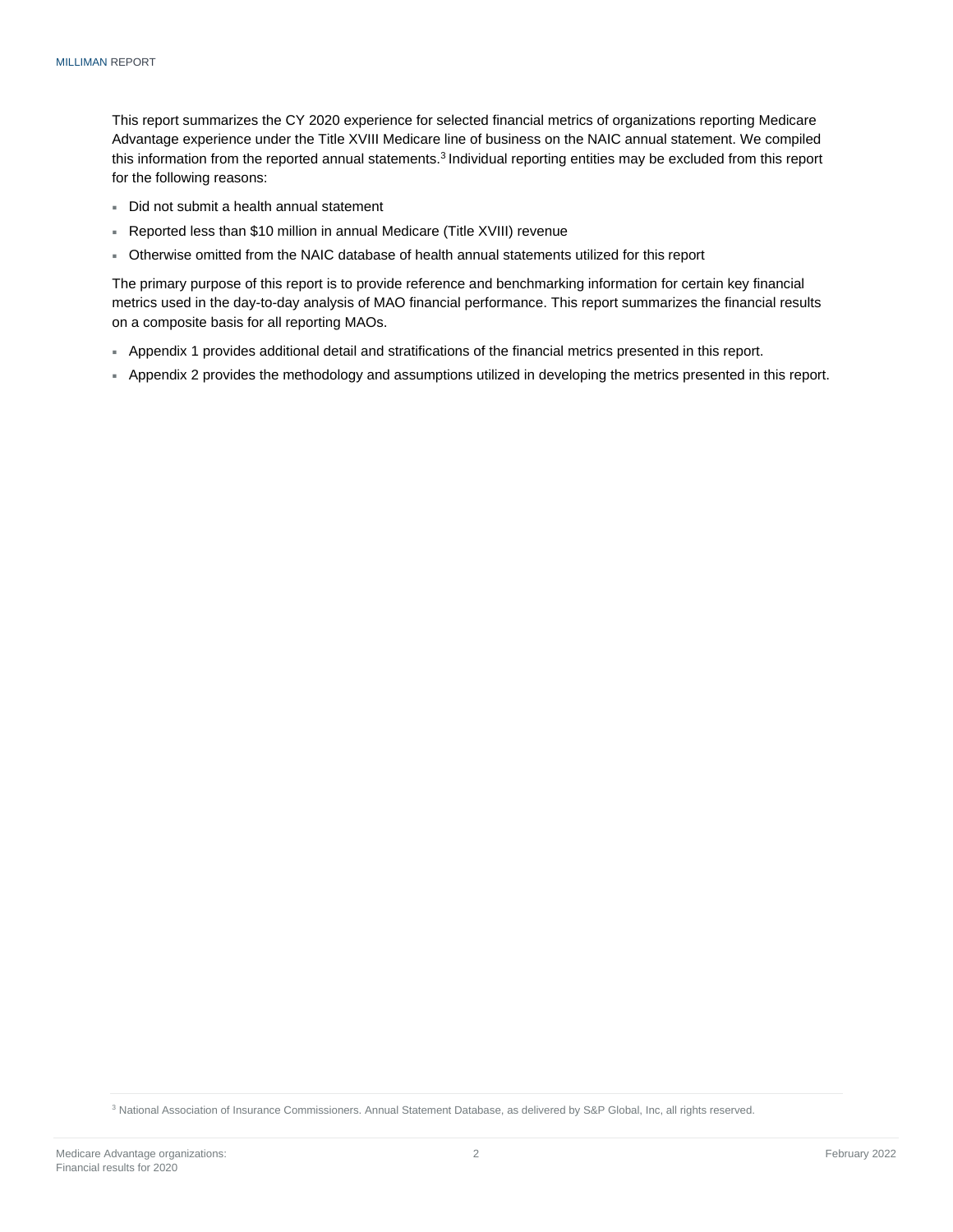This report summarizes the CY 2020 experience for selected financial metrics of organizations reporting Medicare Advantage experience under the Title XVIII Medicare line of business on the NAIC annual statement. We compiled this information from the reported annual statements.[3] Individual reporting entities may be excluded from this report for the following reasons:

- Did not submit a health annual statement
- Reported less than $10 million in annual Medicare (Title XVIII) revenue
- Otherwise omitted from the NAIC database of health annual statements utilized for this report

The primary purpose of this report is to provide reference and benchmarking information for certain key financial metrics used in the day-to-day analysis of MAO financial performance. This report summarizes the financial results on a composite basis for all reporting MAOs.

- Appendix 1 provides additional detail and stratifications of the financial metrics presented in this report.
- Appendix 2 provides the methodology and assumptions utilized in developing the metrics presented in this report.

[3] National Association of Insurance Commissioners. Annual Statement Database, as delivered by S&P Global, Inc, all rights reserved.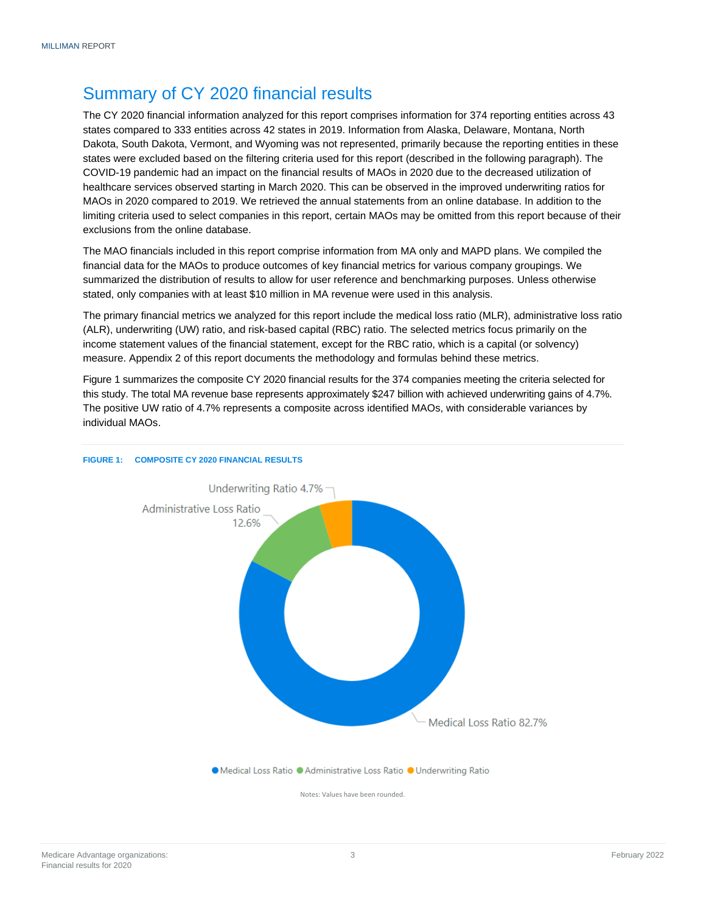## Summary of CY 2020 financial results

The CY 2020 financial information analyzed for this report comprises information for 374 reporting entities across 43 states compared to 333 entities across 42 states in 2019. Information from Alaska, Delaware, Montana, North Dakota, South Dakota, Vermont, and Wyoming was not represented, primarily because the reporting entities in these states were excluded based on the filtering criteria used for this report (described in the following paragraph). The COVID-19 pandemic had an impact on the financial results of MAOs in 2020 due to the decreased utilization of healthcare services observed starting in March 2020. This can be observed in the improved underwriting ratios for MAOs in 2020 compared to 2019. We retrieved the annual statements from an online database. In addition to the limiting criteria used to select companies in this report, certain MAOs may be omitted from this report because of their exclusions from the online database.

The MAO financials included in this report comprise information from MA only and MAPD plans. We compiled the financial data for the MAOs to produce outcomes of key financial metrics for various company groupings. We summarized the distribution of results to allow for user reference and benchmarking purposes. Unless otherwise stated, only companies with at least $10 million in MA revenue were used in this analysis.

The primary financial metrics we analyzed for this report include the medical loss ratio (MLR), administrative loss ratio (ALR), underwriting (UW) ratio, and risk-based capital (RBC) ratio. The selected metrics focus primarily on the income statement values of the financial statement, except for the RBC ratio, which is a capital (or solvency) measure. Appendix 2 of this report documents the methodology and formulas behind these metrics.

Figure 1 summarizes the composite CY 2020 financial results for the 374 companies meeting the criteria selected for this study. The total MA revenue base represents approximately $247 billion with achieved underwriting gains of 4.7%. The positive UW ratio of 4.7% represents a composite across identified MAOs, with considerable variances by individual MAOs.

**FIGURE 1: COMPOSITE CY 2020 FINANCIAL RESULTS**

| Metric | Value |
|---|---|
| Medical Loss Ratio | 82.7% |
| Administrative Loss Ratio | 12.6% |
| Underwriting Ratio | 4.7% |

Notes: Values have been rounded.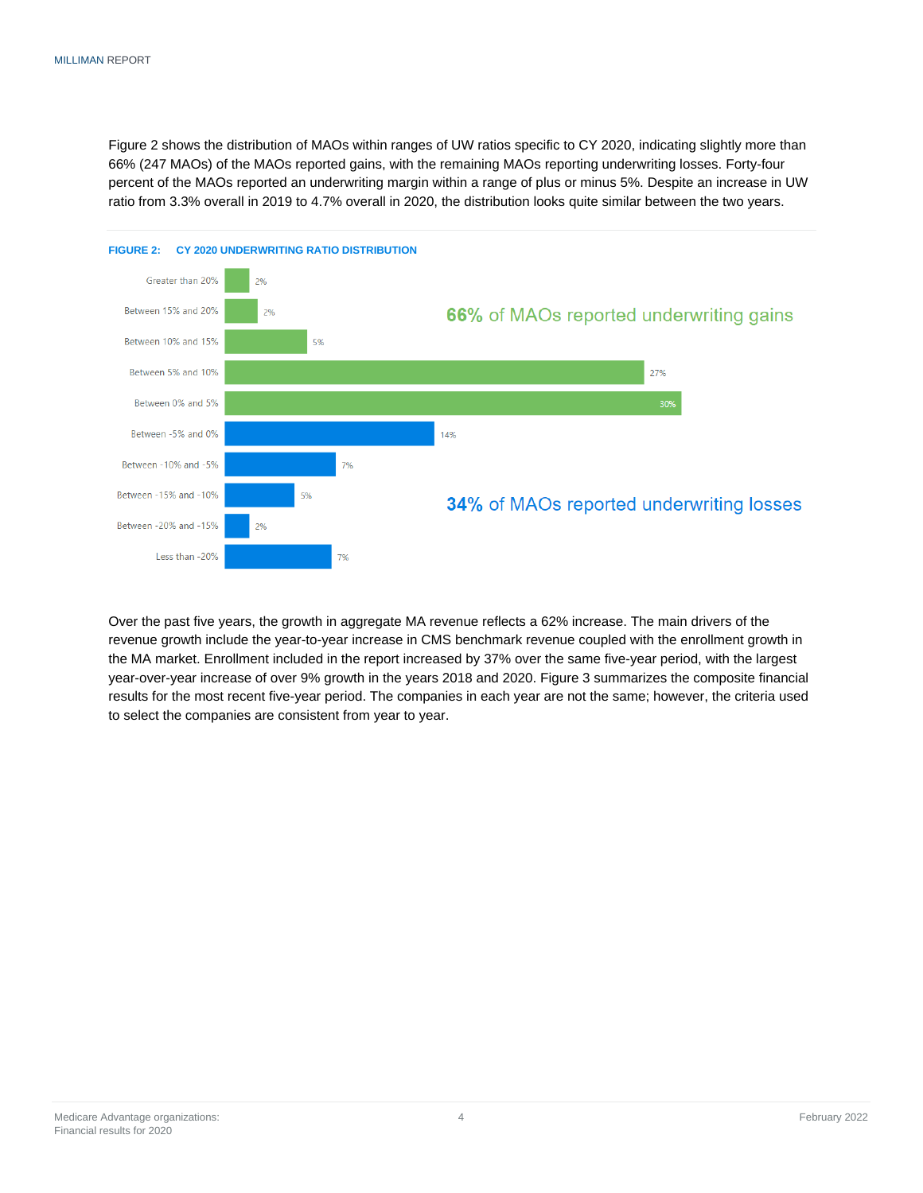Figure 2 shows the distribution of MAOs within ranges of UW ratios specific to CY 2020, indicating slightly more than 66% (247 MAOs) of the MAOs reported gains, with the remaining MAOs reporting underwriting losses. Forty-four percent of the MAOs reported an underwriting margin within a range of plus or minus 5%. Despite an increase in UW ratio from 3.3% overall in 2019 to 4.7% overall in 2020, the distribution looks quite similar between the two years.

**FIGURE 2: CY 2020 UNDERWRITING RATIO DISTRIBUTION**

| UW Ratio Range | Percent of MAOs |
|---|---|
| Greater than 20% | 2% |
| Between 15% and 20% | 2% |
| Between 10% and 15% | 5% |
| Between 5% and 10% | 27% |
| Between 0% and 5% | 30% |
| Between -5% and 0% | 14% |
| Between -10% and -5% | 7% |
| Between -15% and -10% | 5% |
| Between -20% and -15% | 2% |
| Less than -20% | 7% |

**66%** of MAOs reported underwriting gains

**34%** of MAOs reported underwriting losses

Over the past five years, the growth in aggregate MA revenue reflects a 62% increase. The main drivers of the revenue growth include the year-to-year increase in CMS benchmark revenue coupled with the enrollment growth in the MA market. Enrollment included in the report increased by 37% over the same five-year period, with the largest year-over-year increase of over 9% growth in the years 2018 and 2020. Figure 3 summarizes the composite financial results for the most recent five-year period. The companies in each year are not the same; however, the criteria used to select the companies are consistent from year to year.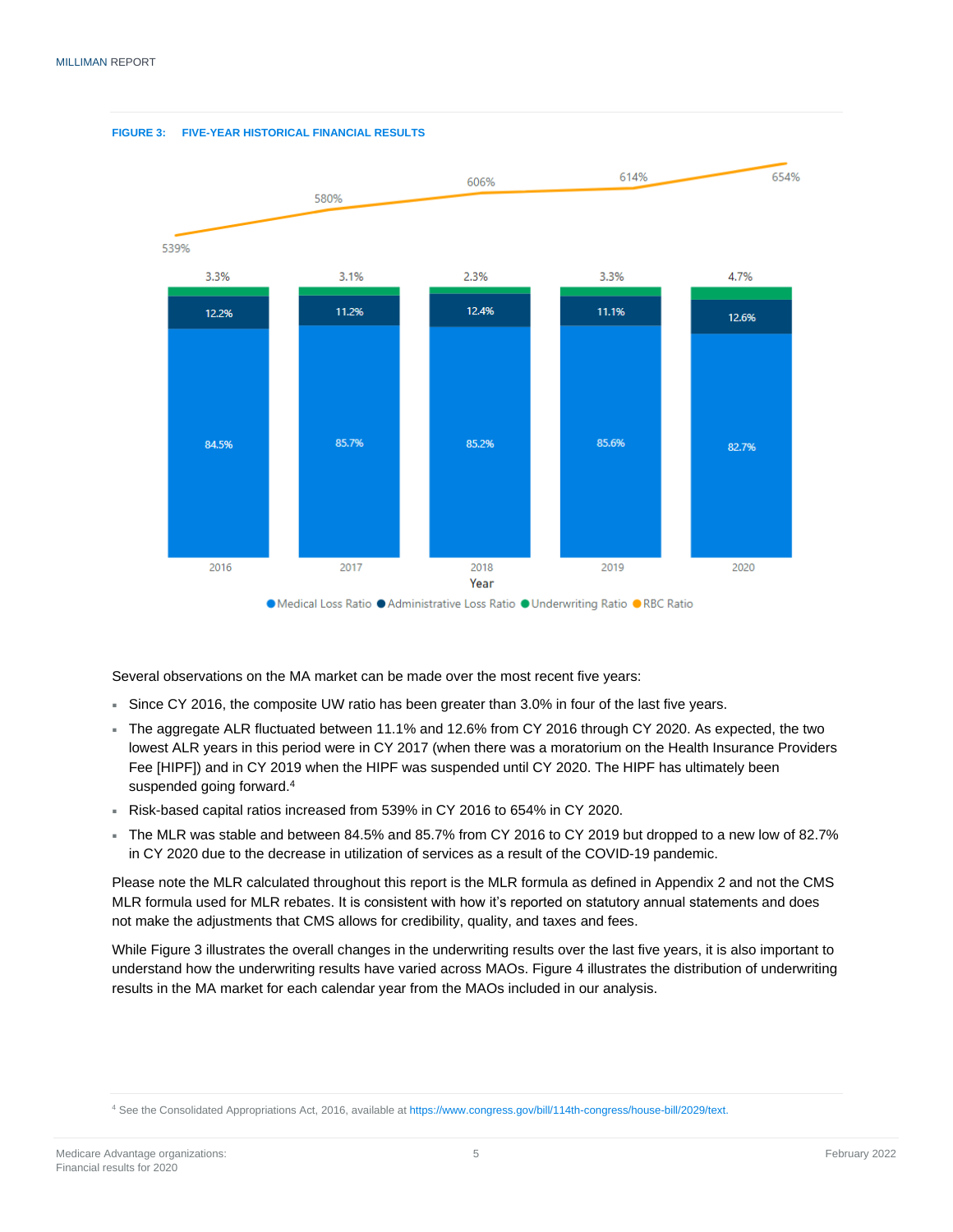**FIGURE 3: FIVE-YEAR HISTORICAL FINANCIAL RESULTS**

| Year | Medical Loss Ratio | Administrative Loss Ratio | Underwriting Ratio | RBC Ratio |
|---|---|---|---|---|
| 2016 | 84.5% | 12.2% | 3.3% | 539% |
| 2017 | 85.7% | 11.2% | 3.1% | 580% |
| 2018 | 85.2% | 12.4% | 2.3% | 606% |
| 2019 | 85.6% | 11.1% | 3.3% | 614% |
| 2020 | 82.7% | 12.6% | 4.7% | 654% |

Several observations on the MA market can be made over the most recent five years:

- Since CY 2016, the composite UW ratio has been greater than 3.0% in four of the last five years.
- The aggregate ALR fluctuated between 11.1% and 12.6% from CY 2016 through CY 2020. As expected, the two lowest ALR years in this period were in CY 2017 (when there was a moratorium on the Health Insurance Providers Fee [HIPF]) and in CY 2019 when the HIPF was suspended until CY 2020. The HIPF has ultimately been suspended going forward.[4]
- Risk-based capital ratios increased from 539% in CY 2016 to 654% in CY 2020.
- The MLR was stable and between 84.5% and 85.7% from CY 2016 to CY 2019 but dropped to a new low of 82.7% in CY 2020 due to the decrease in utilization of services as a result of the COVID-19 pandemic.

Please note the MLR calculated throughout this report is the MLR formula as defined in Appendix 2 and not the CMS MLR formula used for MLR rebates. It is consistent with how it's reported on statutory annual statements and does not make the adjustments that CMS allows for credibility, quality, and taxes and fees.

While Figure 3 illustrates the overall changes in the underwriting results over the last five years, it is also important to understand how the underwriting results have varied across MAOs. Figure 4 illustrates the distribution of underwriting results in the MA market for each calendar year from the MAOs included in our analysis.

[4] See the Consolidated Appropriations Act, 2016, available at https://www.congress.gov/bill/114th-congress/house-bill/2029/text.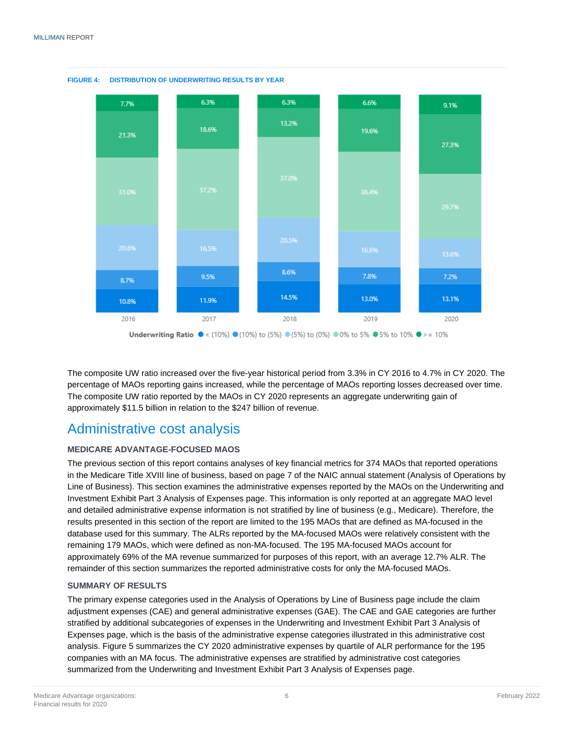**FIGURE 4: DISTRIBUTION OF UNDERWRITING RESULTS BY YEAR**

| Underwriting Ratio | 2016 | 2017 | 2018 | 2019 | 2020 |
|---|---|---|---|---|---|
| >= 10% | 7.7% | 6.3% | 6.3% | 6.6% | 9.1% |
| 5% to 10% | 21.3% | 18.6% | 13.2% | 19.6% | 27.3% |
| 0% to 5% | 31.0% | 37.2% | 37.0% | 36.4% | 29.7% |
| (5%) to (0%) | 20.6% | 16.5% | 20.5% | 16.6% | 13.6% |
| (10%) to (5%) | 8.7% | 9.5% | 8.6% | 7.8% | 7.2% |
| < (10%) | 10.8% | 11.9% | 14.5% | 13.0% | 13.1% |

The composite UW ratio increased over the five-year historical period from 3.3% in CY 2016 to 4.7% in CY 2020. The percentage of MAOs reporting gains increased, while the percentage of MAOs reporting losses decreased over time. The composite UW ratio reported by the MAOs in CY 2020 represents an aggregate underwriting gain of approximately $11.5 billion in relation to the $247 billion of revenue.

# Administrative cost analysis

### MEDICARE ADVANTAGE-FOCUSED MAOS

The previous section of this report contains analyses of key financial metrics for 374 MAOs that reported operations in the Medicare Title XVIII line of business, based on page 7 of the NAIC annual statement (Analysis of Operations by Line of Business). This section examines the administrative expenses reported by the MAOs on the Underwriting and Investment Exhibit Part 3 Analysis of Expenses page. This information is only reported at an aggregate MAO level and detailed administrative expense information is not stratified by line of business (e.g., Medicare). Therefore, the results presented in this section of the report are limited to the 195 MAOs that are defined as MA-focused in the database used for this summary. The ALRs reported by the MA-focused MAOs were relatively consistent with the remaining 179 MAOs, which were defined as non-MA-focused. The 195 MA-focused MAOs account for approximately 69% of the MA revenue summarized for purposes of this report, with an average 12.7% ALR. The remainder of this section summarizes the reported administrative costs for only the MA-focused MAOs.

### SUMMARY OF RESULTS

The primary expense categories used in the Analysis of Operations by Line of Business page include the claim adjustment expenses (CAE) and general administrative expenses (GAE). The CAE and GAE categories are further stratified by additional subcategories of expenses in the Underwriting and Investment Exhibit Part 3 Analysis of Expenses page, which is the basis of the administrative expense categories illustrated in this administrative cost analysis. Figure 5 summarizes the CY 2020 administrative expenses by quartile of ALR performance for the 195 companies with an MA focus. The administrative expenses are stratified by administrative cost categories summarized from the Underwriting and Investment Exhibit Part 3 Analysis of Expenses page.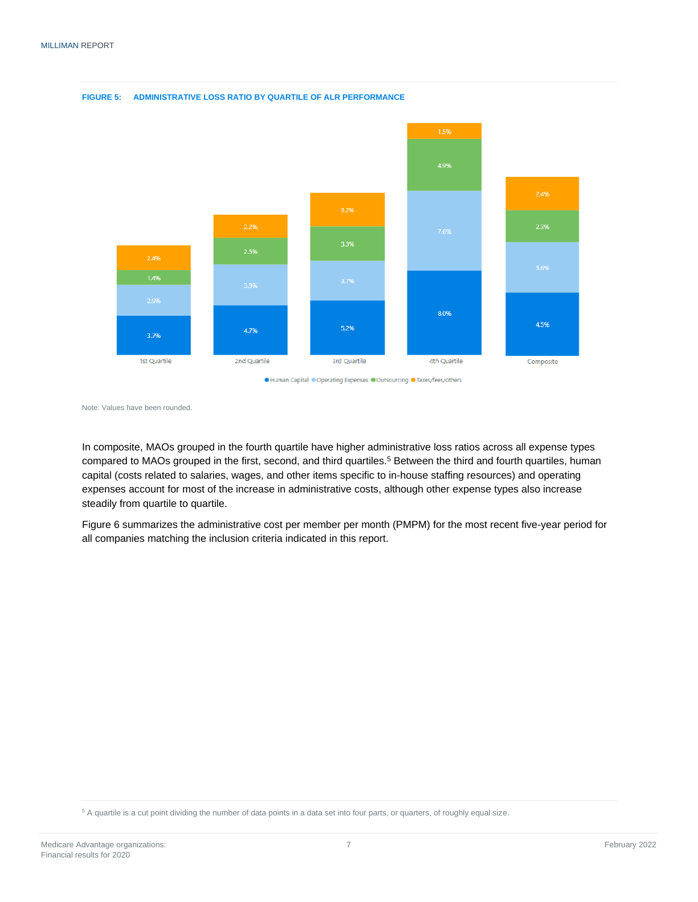**FIGURE 5: ADMINISTRATIVE LOSS RATIO BY QUARTILE OF ALR PERFORMANCE**

| | 1st Quartile | 2nd Quartile | 3rd Quartile | 4th Quartile | Composite |
|---|---|---|---|---|---|
| Human Capital | 3.7% | 4.7% | 5.2% | 8.0% | 4.5% |
| Operating Expenses | 2.9% | 3.9% | 3.7% | 7.6% | 3.6% |
| Outsourcing | 1.4% | 2.5% | 3.3% | 4.9% | 2.3% |
| Taxes/fees/others | 2.4% | 2.2% | 3.2% | 1.5% | 2.4% |

Note: Values have been rounded.

In composite, MAOs grouped in the fourth quartile have higher administrative loss ratios across all expense types compared to MAOs grouped in the first, second, and third quartiles.[5] Between the third and fourth quartiles, human capital (costs related to salaries, wages, and other items specific to in-house staffing resources) and operating expenses account for most of the increase in administrative costs, although other expense types also increase steadily from quartile to quartile.

Figure 6 summarizes the administrative cost per member per month (PMPM) for the most recent five-year period for all companies matching the inclusion criteria indicated in this report.

[5] A quartile is a cut point dividing the number of data points in a data set into four parts, or quarters, of roughly equal size.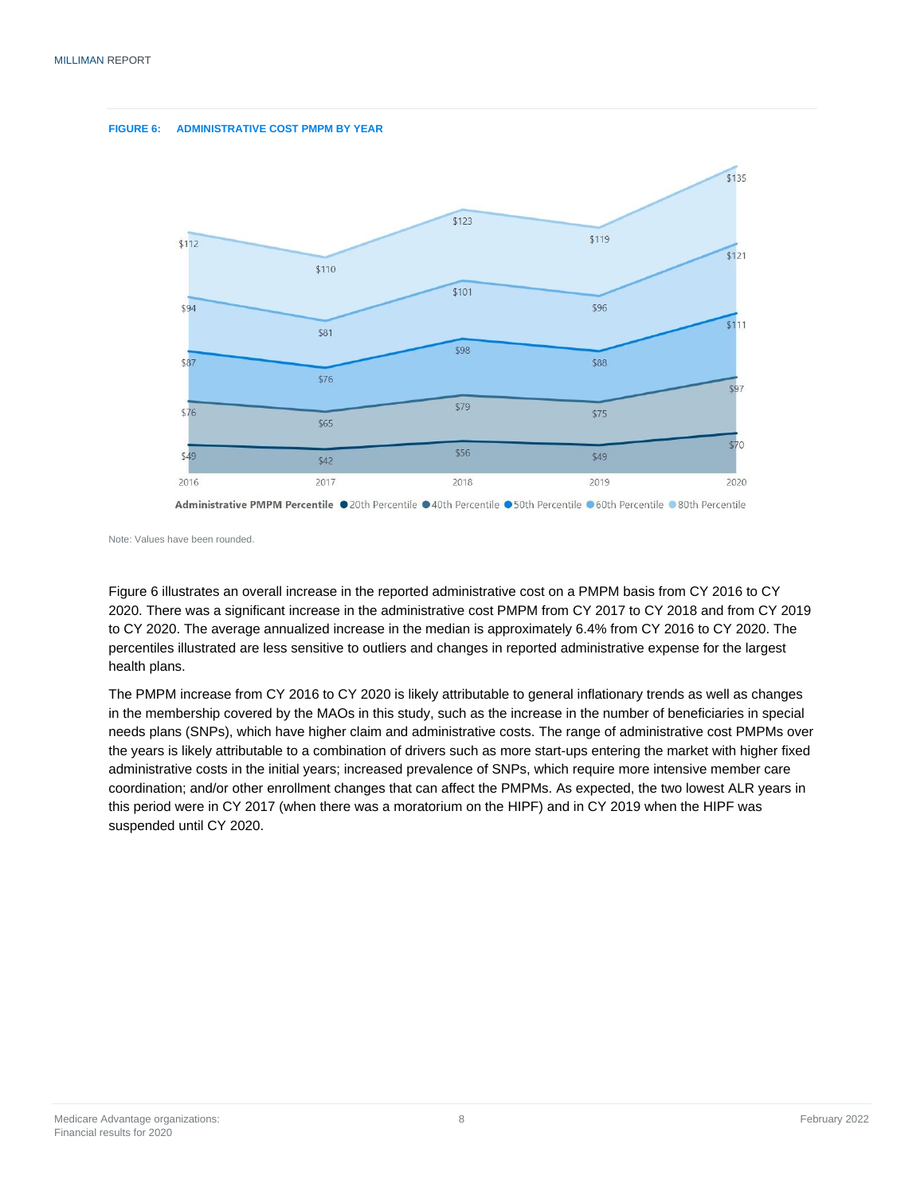**FIGURE 6: ADMINISTRATIVE COST PMPM BY YEAR**

| Year | 20th Percentile | 40th Percentile | 50th Percentile | 60th Percentile | 80th Percentile |
|---|---|---|---|---|---|
| 2016 | $49 | $76 | $87 | $94 | $112 |
| 2017 | $42 | $65 | $76 | $81 | $110 |
| 2018 | $56 | $79 | $98 | $101 | $123 |
| 2019 | $49 | $75 | $88 | $96 | $119 |
| 2020 | $70 | $97 | $111 | $121 | $135 |

Administrative PMPM Percentile ● 20th Percentile ● 40th Percentile ● 50th Percentile ● 60th Percentile ● 80th Percentile

Note: Values have been rounded.

Figure 6 illustrates an overall increase in the reported administrative cost on a PMPM basis from CY 2016 to CY 2020. There was a significant increase in the administrative cost PMPM from CY 2017 to CY 2018 and from CY 2019 to CY 2020. The average annualized increase in the median is approximately 6.4% from CY 2016 to CY 2020. The percentiles illustrated are less sensitive to outliers and changes in reported administrative expense for the largest health plans.

The PMPM increase from CY 2016 to CY 2020 is likely attributable to general inflationary trends as well as changes in the membership covered by the MAOs in this study, such as the increase in the number of beneficiaries in special needs plans (SNPs), which have higher claim and administrative costs. The range of administrative cost PMPMs over the years is likely attributable to a combination of drivers such as more start-ups entering the market with higher fixed administrative costs in the initial years; increased prevalence of SNPs, which require more intensive member care coordination; and/or other enrollment changes that can affect the PMPMs. As expected, the two lowest ALR years in this period were in CY 2017 (when there was a moratorium on the HIPF) and in CY 2019 when the HIPF was suspended until CY 2020.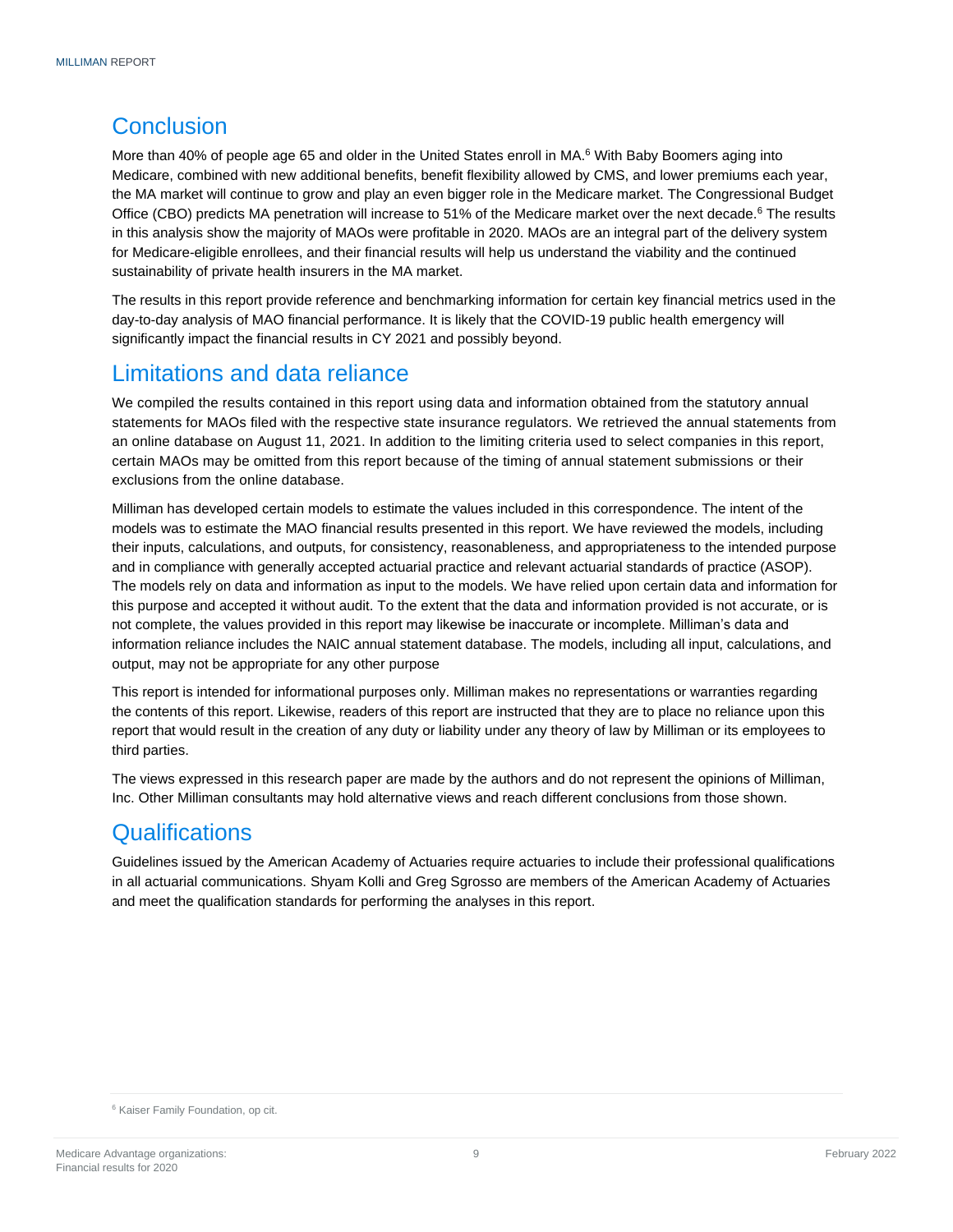## Conclusion

More than 40% of people age 65 and older in the United States enroll in MA.[6] With Baby Boomers aging into Medicare, combined with new additional benefits, benefit flexibility allowed by CMS, and lower premiums each year, the MA market will continue to grow and play an even bigger role in the Medicare market. The Congressional Budget Office (CBO) predicts MA penetration will increase to 51% of the Medicare market over the next decade.[6] The results in this analysis show the majority of MAOs were profitable in 2020. MAOs are an integral part of the delivery system for Medicare-eligible enrollees, and their financial results will help us understand the viability and the continued sustainability of private health insurers in the MA market.

The results in this report provide reference and benchmarking information for certain key financial metrics used in the day-to-day analysis of MAO financial performance. It is likely that the COVID-19 public health emergency will significantly impact the financial results in CY 2021 and possibly beyond.

## Limitations and data reliance

We compiled the results contained in this report using data and information obtained from the statutory annual statements for MAOs filed with the respective state insurance regulators. We retrieved the annual statements from an online database on August 11, 2021. In addition to the limiting criteria used to select companies in this report, certain MAOs may be omitted from this report because of the timing of annual statement submissions or their exclusions from the online database.

Milliman has developed certain models to estimate the values included in this correspondence. The intent of the models was to estimate the MAO financial results presented in this report. We have reviewed the models, including their inputs, calculations, and outputs, for consistency, reasonableness, and appropriateness to the intended purpose and in compliance with generally accepted actuarial practice and relevant actuarial standards of practice (ASOP). The models rely on data and information as input to the models. We have relied upon certain data and information for this purpose and accepted it without audit. To the extent that the data and information provided is not accurate, or is not complete, the values provided in this report may likewise be inaccurate or incomplete. Milliman's data and information reliance includes the NAIC annual statement database. The models, including all input, calculations, and output, may not be appropriate for any other purpose

This report is intended for informational purposes only. Milliman makes no representations or warranties regarding the contents of this report. Likewise, readers of this report are instructed that they are to place no reliance upon this report that would result in the creation of any duty or liability under any theory of law by Milliman or its employees to third parties.

The views expressed in this research paper are made by the authors and do not represent the opinions of Milliman, Inc. Other Milliman consultants may hold alternative views and reach different conclusions from those shown.

## Qualifications

Guidelines issued by the American Academy of Actuaries require actuaries to include their professional qualifications in all actuarial communications. Shyam Kolli and Greg Sgrosso are members of the American Academy of Actuaries and meet the qualification standards for performing the analyses in this report.

[6] Kaiser Family Foundation, op cit.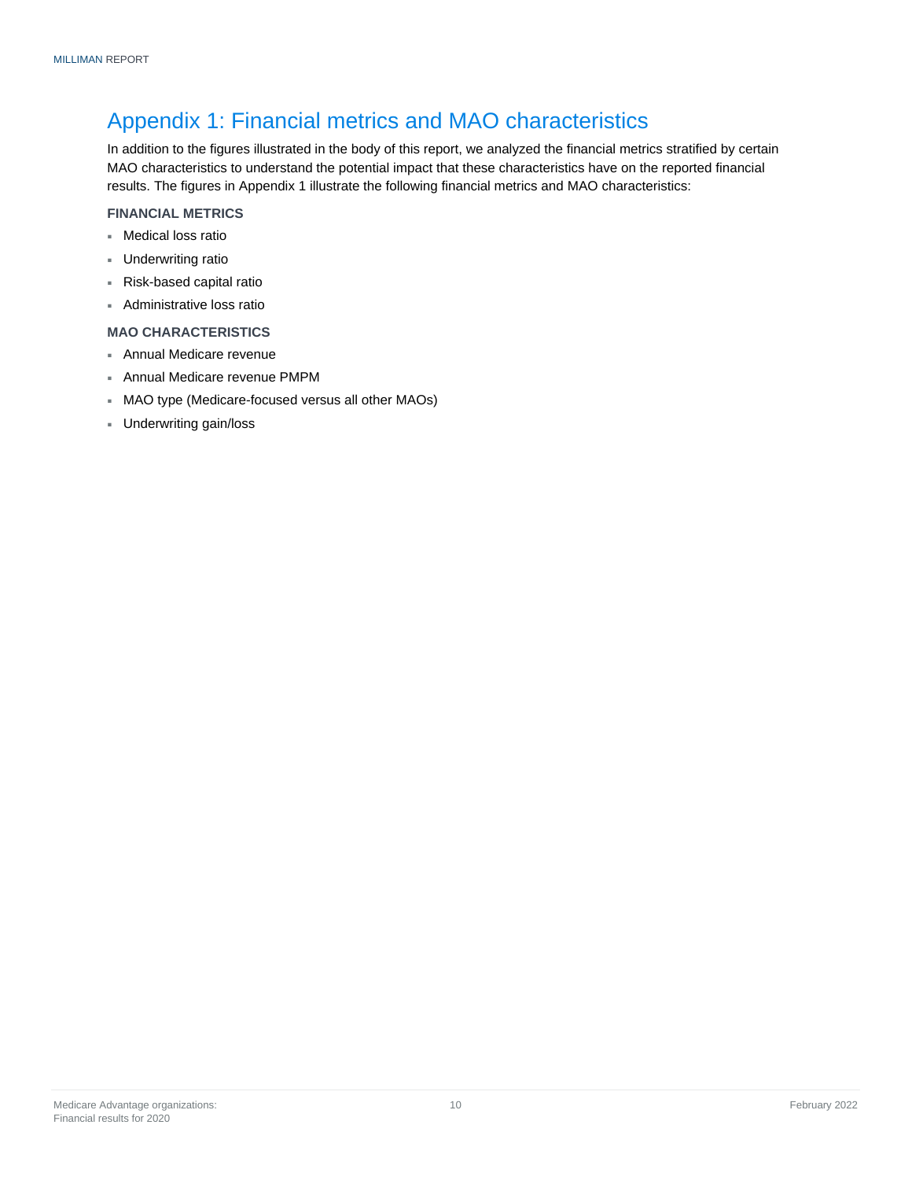# Appendix 1: Financial metrics and MAO characteristics

In addition to the figures illustrated in the body of this report, we analyzed the financial metrics stratified by certain MAO characteristics to understand the potential impact that these characteristics have on the reported financial results. The figures in Appendix 1 illustrate the following financial metrics and MAO characteristics:

**FINANCIAL METRICS**

- Medical loss ratio
- Underwriting ratio
- Risk-based capital ratio
- Administrative loss ratio

**MAO CHARACTERISTICS**

- Annual Medicare revenue
- Annual Medicare revenue PMPM
- MAO type (Medicare-focused versus all other MAOs)
- Underwriting gain/loss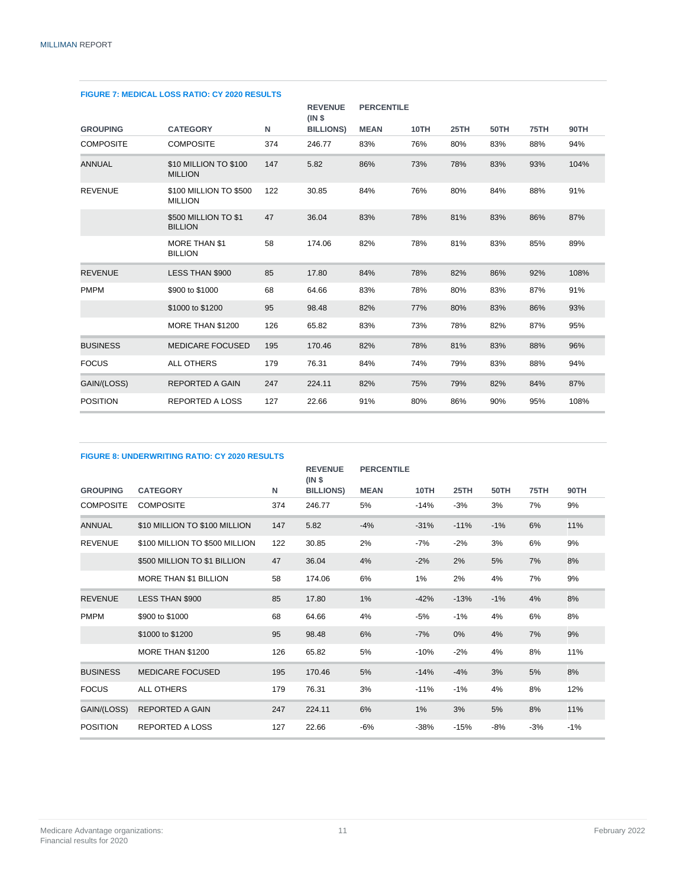**FIGURE 7: MEDICAL LOSS RATIO: CY 2020 RESULTS**

| GROUPING | CATEGORY | N | REVENUE (IN $ BILLIONS) | PERCENTILE MEAN | 10TH | 25TH | 50TH | 75TH | 90TH |
|---|---|---|---|---|---|---|---|---|---|
| COMPOSITE | COMPOSITE | 374 | 246.77 | 83% | 76% | 80% | 83% | 88% | 94% |
| ANNUAL | $10 MILLION TO $100 MILLION | 147 | 5.82 | 86% | 73% | 78% | 83% | 93% | 104% |
| REVENUE | $100 MILLION TO $500 MILLION | 122 | 30.85 | 84% | 76% | 80% | 84% | 88% | 91% |
| | $500 MILLION TO $1 BILLION | 47 | 36.04 | 83% | 78% | 81% | 83% | 86% | 87% |
| | MORE THAN $1 BILLION | 58 | 174.06 | 82% | 78% | 81% | 83% | 85% | 89% |
| REVENUE | LESS THAN $900 | 85 | 17.80 | 84% | 78% | 82% | 86% | 92% | 108% |
| PMPM | $900 to $1000 | 68 | 64.66 | 83% | 78% | 80% | 83% | 87% | 91% |
| | $1000 to $1200 | 95 | 98.48 | 82% | 77% | 80% | 83% | 86% | 93% |
| | MORE THAN $1200 | 126 | 65.82 | 83% | 73% | 78% | 82% | 87% | 95% |
| BUSINESS | MEDICARE FOCUSED | 195 | 170.46 | 82% | 78% | 81% | 83% | 88% | 96% |
| FOCUS | ALL OTHERS | 179 | 76.31 | 84% | 74% | 79% | 83% | 88% | 94% |
| GAIN/(LOSS) | REPORTED A GAIN | 247 | 224.11 | 82% | 75% | 79% | 82% | 84% | 87% |
| POSITION | REPORTED A LOSS | 127 | 22.66 | 91% | 80% | 86% | 90% | 95% | 108% |

**FIGURE 8: UNDERWRITING RATIO: CY 2020 RESULTS**

| GROUPING | CATEGORY | N | REVENUE (IN $ BILLIONS) | PERCENTILE MEAN | 10TH | 25TH | 50TH | 75TH | 90TH |
|---|---|---|---|---|---|---|---|---|---|
| COMPOSITE | COMPOSITE | 374 | 246.77 | 5% | -14% | -3% | 3% | 7% | 9% |
| ANNUAL | $10 MILLION TO $100 MILLION | 147 | 5.82 | -4% | -31% | -11% | -1% | 6% | 11% |
| REVENUE | $100 MILLION TO $500 MILLION | 122 | 30.85 | 2% | -7% | -2% | 3% | 6% | 9% |
| | $500 MILLION TO $1 BILLION | 47 | 36.04 | 4% | -2% | 2% | 5% | 7% | 8% |
| | MORE THAN $1 BILLION | 58 | 174.06 | 6% | 1% | 2% | 4% | 7% | 9% |
| REVENUE | LESS THAN $900 | 85 | 17.80 | 1% | -42% | -13% | -1% | 4% | 8% |
| PMPM | $900 to $1000 | 68 | 64.66 | 4% | -5% | -1% | 4% | 6% | 8% |
| | $1000 to $1200 | 95 | 98.48 | 6% | -7% | 0% | 4% | 7% | 9% |
| | MORE THAN $1200 | 126 | 65.82 | 5% | -10% | -2% | 4% | 8% | 11% |
| BUSINESS | MEDICARE FOCUSED | 195 | 170.46 | 5% | -14% | -4% | 3% | 5% | 8% |
| FOCUS | ALL OTHERS | 179 | 76.31 | 3% | -11% | -1% | 4% | 8% | 12% |
| GAIN/(LOSS) | REPORTED A GAIN | 247 | 224.11 | 6% | 1% | 3% | 5% | 8% | 11% |
| POSITION | REPORTED A LOSS | 127 | 22.66 | -6% | -38% | -15% | -8% | -3% | -1% |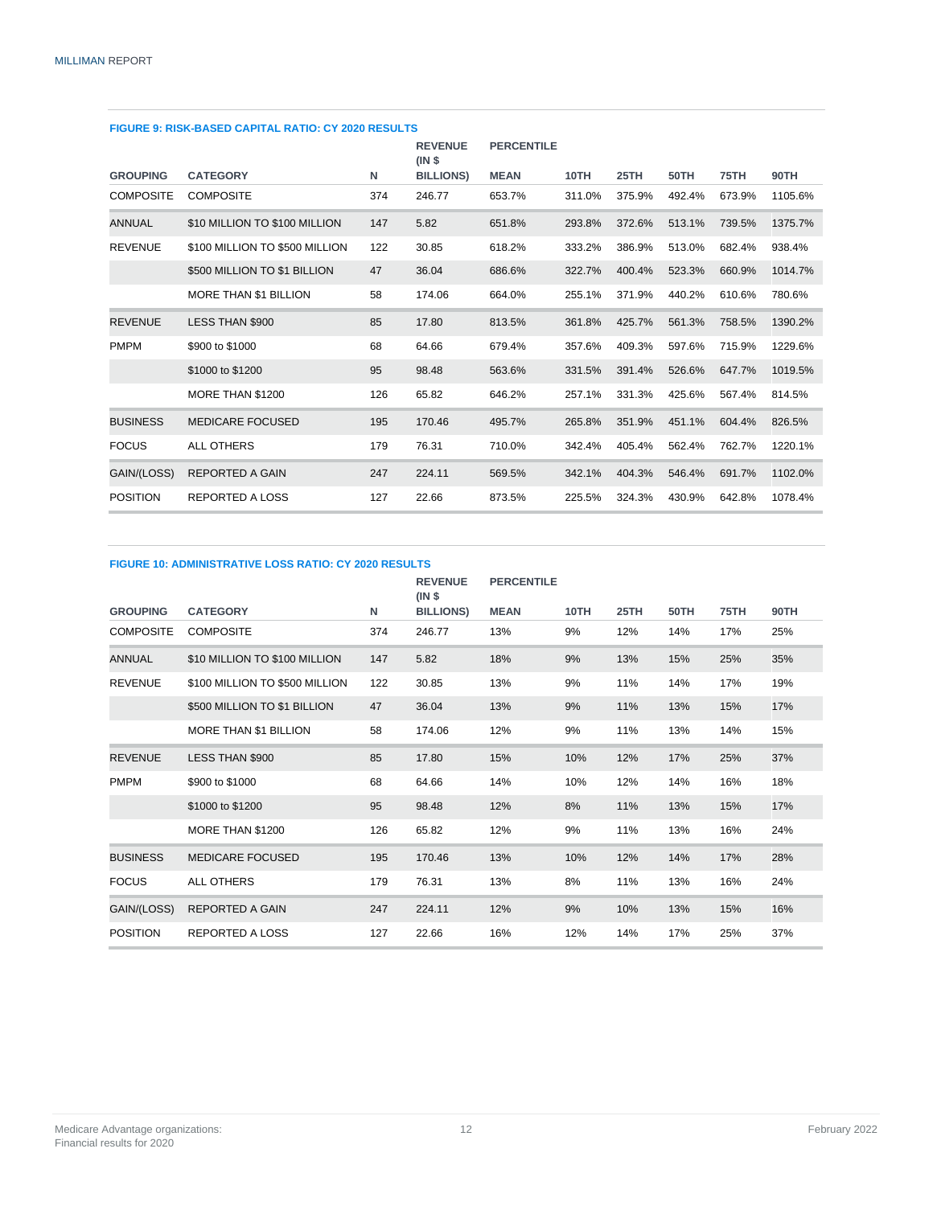**FIGURE 9: RISK-BASED CAPITAL RATIO: CY 2020 RESULTS**

| GROUPING | CATEGORY | N | REVENUE (IN $ BILLIONS) | MEAN | PERCENTILE 10TH | 25TH | 50TH | 75TH | 90TH |
|---|---|---|---|---|---|---|---|---|---|
| COMPOSITE | COMPOSITE | 374 | 246.77 | 653.7% | 311.0% | 375.9% | 492.4% | 673.9% | 1105.6% |
| ANNUAL | $10 MILLION TO $100 MILLION | 147 | 5.82 | 651.8% | 293.8% | 372.6% | 513.1% | 739.5% | 1375.7% |
| REVENUE | $100 MILLION TO $500 MILLION | 122 | 30.85 | 618.2% | 333.2% | 386.9% | 513.0% | 682.4% | 938.4% |
| | $500 MILLION TO $1 BILLION | 47 | 36.04 | 686.6% | 322.7% | 400.4% | 523.3% | 660.9% | 1014.7% |
| | MORE THAN $1 BILLION | 58 | 174.06 | 664.0% | 255.1% | 371.9% | 440.2% | 610.6% | 780.6% |
| REVENUE | LESS THAN $900 | 85 | 17.80 | 813.5% | 361.8% | 425.7% | 561.3% | 758.5% | 1390.2% |
| PMPM | $900 to $1000 | 68 | 64.66 | 679.4% | 357.6% | 409.3% | 597.6% | 715.9% | 1229.6% |
| | $1000 to $1200 | 95 | 98.48 | 563.6% | 331.5% | 391.4% | 526.6% | 647.7% | 1019.5% |
| | MORE THAN $1200 | 126 | 65.82 | 646.2% | 257.1% | 331.3% | 425.6% | 567.4% | 814.5% |
| BUSINESS | MEDICARE FOCUSED | 195 | 170.46 | 495.7% | 265.8% | 351.9% | 451.1% | 604.4% | 826.5% |
| FOCUS | ALL OTHERS | 179 | 76.31 | 710.0% | 342.4% | 405.4% | 562.4% | 762.7% | 1220.1% |
| GAIN/(LOSS) | REPORTED A GAIN | 247 | 224.11 | 569.5% | 342.1% | 404.3% | 546.4% | 691.7% | 1102.0% |
| POSITION | REPORTED A LOSS | 127 | 22.66 | 873.5% | 225.5% | 324.3% | 430.9% | 642.8% | 1078.4% |

**FIGURE 10: ADMINISTRATIVE LOSS RATIO: CY 2020 RESULTS**

| GROUPING | CATEGORY | N | REVENUE (IN $ BILLIONS) | MEAN | PERCENTILE 10TH | 25TH | 50TH | 75TH | 90TH |
|---|---|---|---|---|---|---|---|---|---|
| COMPOSITE | COMPOSITE | 374 | 246.77 | 13% | 9% | 12% | 14% | 17% | 25% |
| ANNUAL | $10 MILLION TO $100 MILLION | 147 | 5.82 | 18% | 9% | 13% | 15% | 25% | 35% |
| REVENUE | $100 MILLION TO $500 MILLION | 122 | 30.85 | 13% | 9% | 11% | 14% | 17% | 19% |
| | $500 MILLION TO $1 BILLION | 47 | 36.04 | 13% | 9% | 11% | 13% | 15% | 17% |
| | MORE THAN $1 BILLION | 58 | 174.06 | 12% | 9% | 11% | 13% | 14% | 15% |
| REVENUE | LESS THAN $900 | 85 | 17.80 | 15% | 10% | 12% | 17% | 25% | 37% |
| PMPM | $900 to $1000 | 68 | 64.66 | 14% | 10% | 12% | 14% | 16% | 18% |
| | $1000 to $1200 | 95 | 98.48 | 12% | 8% | 11% | 13% | 15% | 17% |
| | MORE THAN $1200 | 126 | 65.82 | 12% | 9% | 11% | 13% | 16% | 24% |
| BUSINESS | MEDICARE FOCUSED | 195 | 170.46 | 13% | 10% | 12% | 14% | 17% | 28% |
| FOCUS | ALL OTHERS | 179 | 76.31 | 13% | 8% | 11% | 13% | 16% | 24% |
| GAIN/(LOSS) | REPORTED A GAIN | 247 | 224.11 | 12% | 9% | 10% | 13% | 15% | 16% |
| POSITION | REPORTED A LOSS | 127 | 22.66 | 16% | 12% | 14% | 17% | 25% | 37% |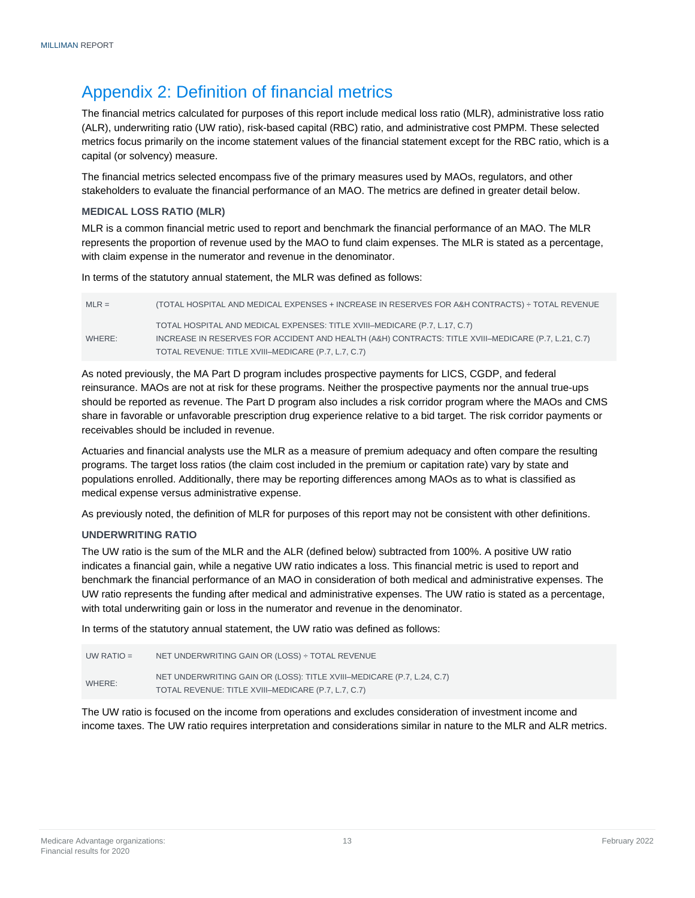# Appendix 2: Definition of financial metrics

The financial metrics calculated for purposes of this report include medical loss ratio (MLR), administrative loss ratio (ALR), underwriting ratio (UW ratio), risk-based capital (RBC) ratio, and administrative cost PMPM. These selected metrics focus primarily on the income statement values of the financial statement except for the RBC ratio, which is a capital (or solvency) measure.

The financial metrics selected encompass five of the primary measures used by MAOs, regulators, and other stakeholders to evaluate the financial performance of an MAO. The metrics are defined in greater detail below.

### MEDICAL LOSS RATIO (MLR)

MLR is a common financial metric used to report and benchmark the financial performance of an MAO. The MLR represents the proportion of revenue used by the MAO to fund claim expenses. The MLR is stated as a percentage, with claim expense in the numerator and revenue in the denominator.

In terms of the statutory annual statement, the MLR was defined as follows:

| | |
|---|---|
| MLR = | (TOTAL HOSPITAL AND MEDICAL EXPENSES + INCREASE IN RESERVES FOR A&H CONTRACTS) ÷ TOTAL REVENUE |
| WHERE: | TOTAL HOSPITAL AND MEDICAL EXPENSES: TITLE XVIII–MEDICARE (P.7, L.17, C.7)<br>INCREASE IN RESERVES FOR ACCIDENT AND HEALTH (A&H) CONTRACTS: TITLE XVIII–MEDICARE (P.7, L.21, C.7)<br>TOTAL REVENUE: TITLE XVIII–MEDICARE (P.7, L.7, C.7) |

As noted previously, the MA Part D program includes prospective payments for LICS, CGDP, and federal reinsurance. MAOs are not at risk for these programs. Neither the prospective payments nor the annual true-ups should be reported as revenue. The Part D program also includes a risk corridor program where the MAOs and CMS share in favorable or unfavorable prescription drug experience relative to a bid target. The risk corridor payments or receivables should be included in revenue.

Actuaries and financial analysts use the MLR as a measure of premium adequacy and often compare the resulting programs. The target loss ratios (the claim cost included in the premium or capitation rate) vary by state and populations enrolled. Additionally, there may be reporting differences among MAOs as to what is classified as medical expense versus administrative expense.

As previously noted, the definition of MLR for purposes of this report may not be consistent with other definitions.

### UNDERWRITING RATIO

The UW ratio is the sum of the MLR and the ALR (defined below) subtracted from 100%. A positive UW ratio indicates a financial gain, while a negative UW ratio indicates a loss. This financial metric is used to report and benchmark the financial performance of an MAO in consideration of both medical and administrative expenses. The UW ratio represents the funding after medical and administrative expenses. The UW ratio is stated as a percentage, with total underwriting gain or loss in the numerator and revenue in the denominator.

In terms of the statutory annual statement, the UW ratio was defined as follows:

| | |
|---|---|
| UW RATIO = | NET UNDERWRITING GAIN OR (LOSS) ÷ TOTAL REVENUE |
| WHERE: | NET UNDERWRITING GAIN OR (LOSS): TITLE XVIII–MEDICARE (P.7, L.24, C.7)<br>TOTAL REVENUE: TITLE XVIII–MEDICARE (P.7, L.7, C.7) |

The UW ratio is focused on the income from operations and excludes consideration of investment income and income taxes. The UW ratio requires interpretation and considerations similar in nature to the MLR and ALR metrics.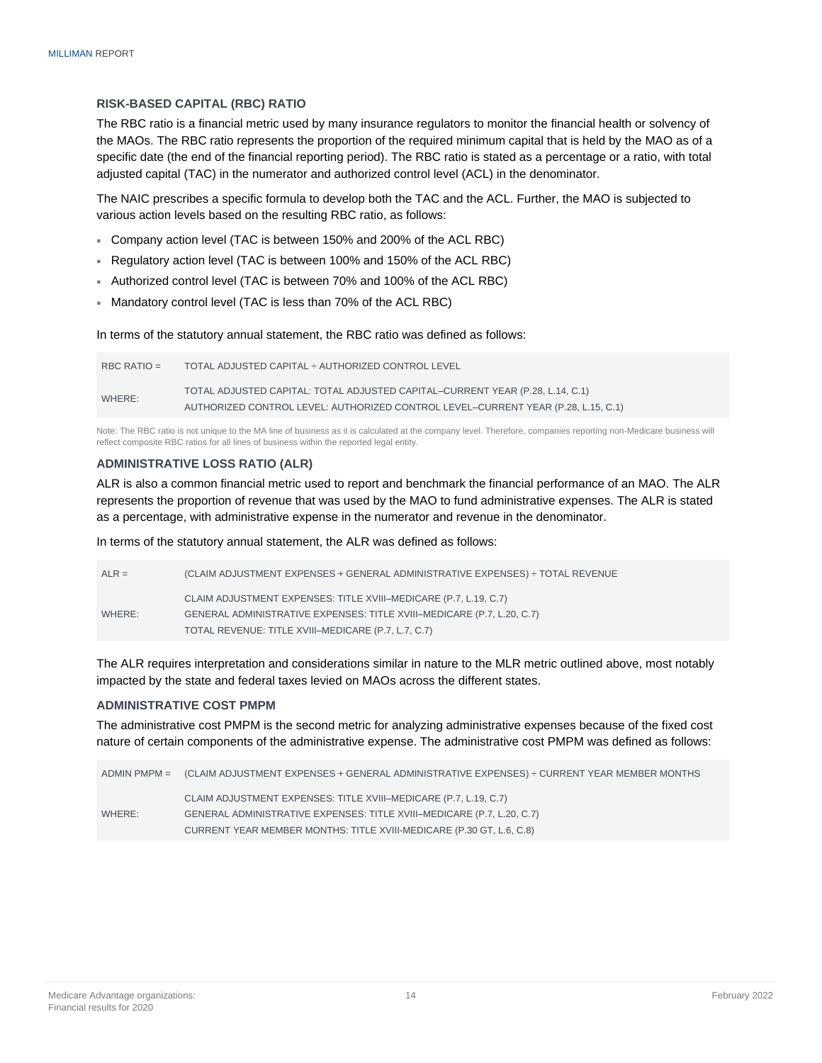### RISK-BASED CAPITAL (RBC) RATIO

The RBC ratio is a financial metric used by many insurance regulators to monitor the financial health or solvency of the MAOs. The RBC ratio represents the proportion of the required minimum capital that is held by the MAO as of a specific date (the end of the financial reporting period). The RBC ratio is stated as a percentage or a ratio, with total adjusted capital (TAC) in the numerator and authorized control level (ACL) in the denominator.

The NAIC prescribes a specific formula to develop both the TAC and the ACL. Further, the MAO is subjected to various action levels based on the resulting RBC ratio, as follows:

- Company action level (TAC is between 150% and 200% of the ACL RBC)
- Regulatory action level (TAC is between 100% and 150% of the ACL RBC)
- Authorized control level (TAC is between 70% and 100% of the ACL RBC)
- Mandatory control level (TAC is less than 70% of the ACL RBC)

In terms of the statutory annual statement, the RBC ratio was defined as follows:

| | |
|---|---|
| RBC RATIO = | TOTAL ADJUSTED CAPITAL ÷ AUTHORIZED CONTROL LEVEL |
| WHERE: | TOTAL ADJUSTED CAPITAL: TOTAL ADJUSTED CAPITAL–CURRENT YEAR (P.28, L.14, C.1)<br>AUTHORIZED CONTROL LEVEL: AUTHORIZED CONTROL LEVEL–CURRENT YEAR (P.28, L.15, C.1) |

Note: The RBC ratio is not unique to the MA line of business as it is calculated at the company level. Therefore, companies reporting non-Medicare business will reflect composite RBC ratios for all lines of business within the reported legal entity.

### ADMINISTRATIVE LOSS RATIO (ALR)

ALR is also a common financial metric used to report and benchmark the financial performance of an MAO. The ALR represents the proportion of revenue that was used by the MAO to fund administrative expenses. The ALR is stated as a percentage, with administrative expense in the numerator and revenue in the denominator.

In terms of the statutory annual statement, the ALR was defined as follows:

| | |
|---|---|
| ALR = | (CLAIM ADJUSTMENT EXPENSES + GENERAL ADMINISTRATIVE EXPENSES) ÷ TOTAL REVENUE |
| WHERE: | CLAIM ADJUSTMENT EXPENSES: TITLE XVIII–MEDICARE (P.7, L.19, C.7)<br>GENERAL ADMINISTRATIVE EXPENSES: TITLE XVIII–MEDICARE (P.7, L.20, C.7)<br>TOTAL REVENUE: TITLE XVIII–MEDICARE (P.7, L.7, C.7) |

The ALR requires interpretation and considerations similar in nature to the MLR metric outlined above, most notably impacted by the state and federal taxes levied on MAOs across the different states.

### ADMINISTRATIVE COST PMPM

The administrative cost PMPM is the second metric for analyzing administrative expenses because of the fixed cost nature of certain components of the administrative expense. The administrative cost PMPM was defined as follows:

| | |
|---|---|
| ADMIN PMPM = | (CLAIM ADJUSTMENT EXPENSES + GENERAL ADMINISTRATIVE EXPENSES) ÷ CURRENT YEAR MEMBER MONTHS |
| WHERE: | CLAIM ADJUSTMENT EXPENSES: TITLE XVIII–MEDICARE (P.7, L.19, C.7)<br>GENERAL ADMINISTRATIVE EXPENSES: TITLE XVIII–MEDICARE (P.7, L.20, C.7)<br>CURRENT YEAR MEMBER MONTHS: TITLE XVIII-MEDICARE (P.30 GT, L.6, C.8) |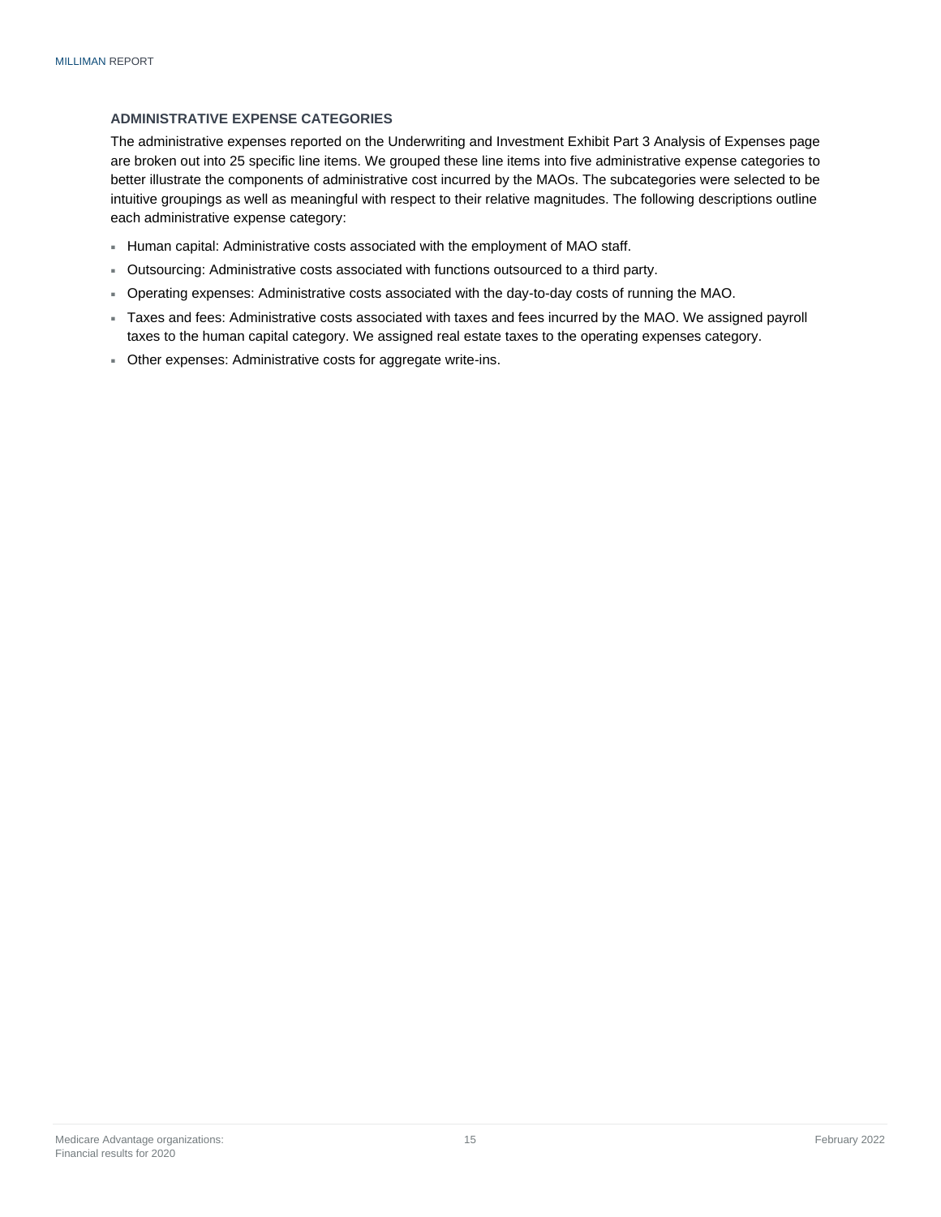### ADMINISTRATIVE EXPENSE CATEGORIES

The administrative expenses reported on the Underwriting and Investment Exhibit Part 3 Analysis of Expenses page are broken out into 25 specific line items. We grouped these line items into five administrative expense categories to better illustrate the components of administrative cost incurred by the MAOs. The subcategories were selected to be intuitive groupings as well as meaningful with respect to their relative magnitudes. The following descriptions outline each administrative expense category:

- Human capital: Administrative costs associated with the employment of MAO staff.
- Outsourcing: Administrative costs associated with functions outsourced to a third party.
- Operating expenses: Administrative costs associated with the day-to-day costs of running the MAO.
- Taxes and fees: Administrative costs associated with taxes and fees incurred by the MAO. We assigned payroll taxes to the human capital category. We assigned real estate taxes to the operating expenses category.
- Other expenses: Administrative costs for aggregate write-ins.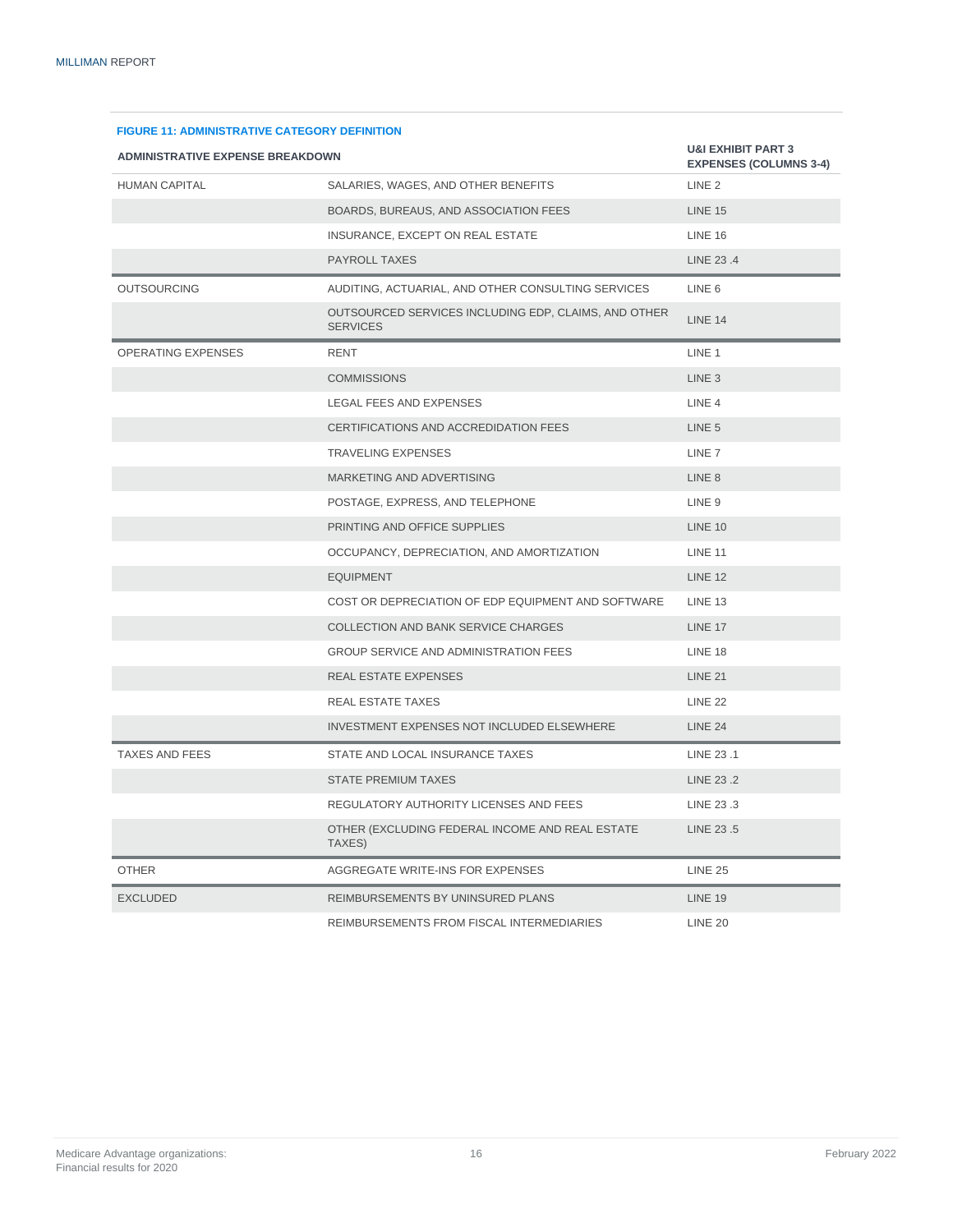**FIGURE 11: ADMINISTRATIVE CATEGORY DEFINITION**

| ADMINISTRATIVE EXPENSE BREAKDOWN | | U&I EXHIBIT PART 3 EXPENSES (COLUMNS 3-4) |
|---|---|---|
| HUMAN CAPITAL | SALARIES, WAGES, AND OTHER BENEFITS | LINE 2 |
| | BOARDS, BUREAUS, AND ASSOCIATION FEES | LINE 15 |
| | INSURANCE, EXCEPT ON REAL ESTATE | LINE 16 |
| | PAYROLL TAXES | LINE 23 .4 |
| OUTSOURCING | AUDITING, ACTUARIAL, AND OTHER CONSULTING SERVICES | LINE 6 |
| | OUTSOURCED SERVICES INCLUDING EDP, CLAIMS, AND OTHER SERVICES | LINE 14 |
| OPERATING EXPENSES | RENT | LINE 1 |
| | COMMISSIONS | LINE 3 |
| | LEGAL FEES AND EXPENSES | LINE 4 |
| | CERTIFICATIONS AND ACCREDIDATION FEES | LINE 5 |
| | TRAVELING EXPENSES | LINE 7 |
| | MARKETING AND ADVERTISING | LINE 8 |
| | POSTAGE, EXPRESS, AND TELEPHONE | LINE 9 |
| | PRINTING AND OFFICE SUPPLIES | LINE 10 |
| | OCCUPANCY, DEPRECIATION, AND AMORTIZATION | LINE 11 |
| | EQUIPMENT | LINE 12 |
| | COST OR DEPRECIATION OF EDP EQUIPMENT AND SOFTWARE | LINE 13 |
| | COLLECTION AND BANK SERVICE CHARGES | LINE 17 |
| | GROUP SERVICE AND ADMINISTRATION FEES | LINE 18 |
| | REAL ESTATE EXPENSES | LINE 21 |
| | REAL ESTATE TAXES | LINE 22 |
| | INVESTMENT EXPENSES NOT INCLUDED ELSEWHERE | LINE 24 |
| TAXES AND FEES | STATE AND LOCAL INSURANCE TAXES | LINE 23 .1 |
| | STATE PREMIUM TAXES | LINE 23 .2 |
| | REGULATORY AUTHORITY LICENSES AND FEES | LINE 23 .3 |
| | OTHER (EXCLUDING FEDERAL INCOME AND REAL ESTATE TAXES) | LINE 23 .5 |
| OTHER | AGGREGATE WRITE-INS FOR EXPENSES | LINE 25 |
| EXCLUDED | REIMBURSEMENTS BY UNINSURED PLANS | LINE 19 |
| | REIMBURSEMENTS FROM FISCAL INTERMEDIARIES | LINE 20 |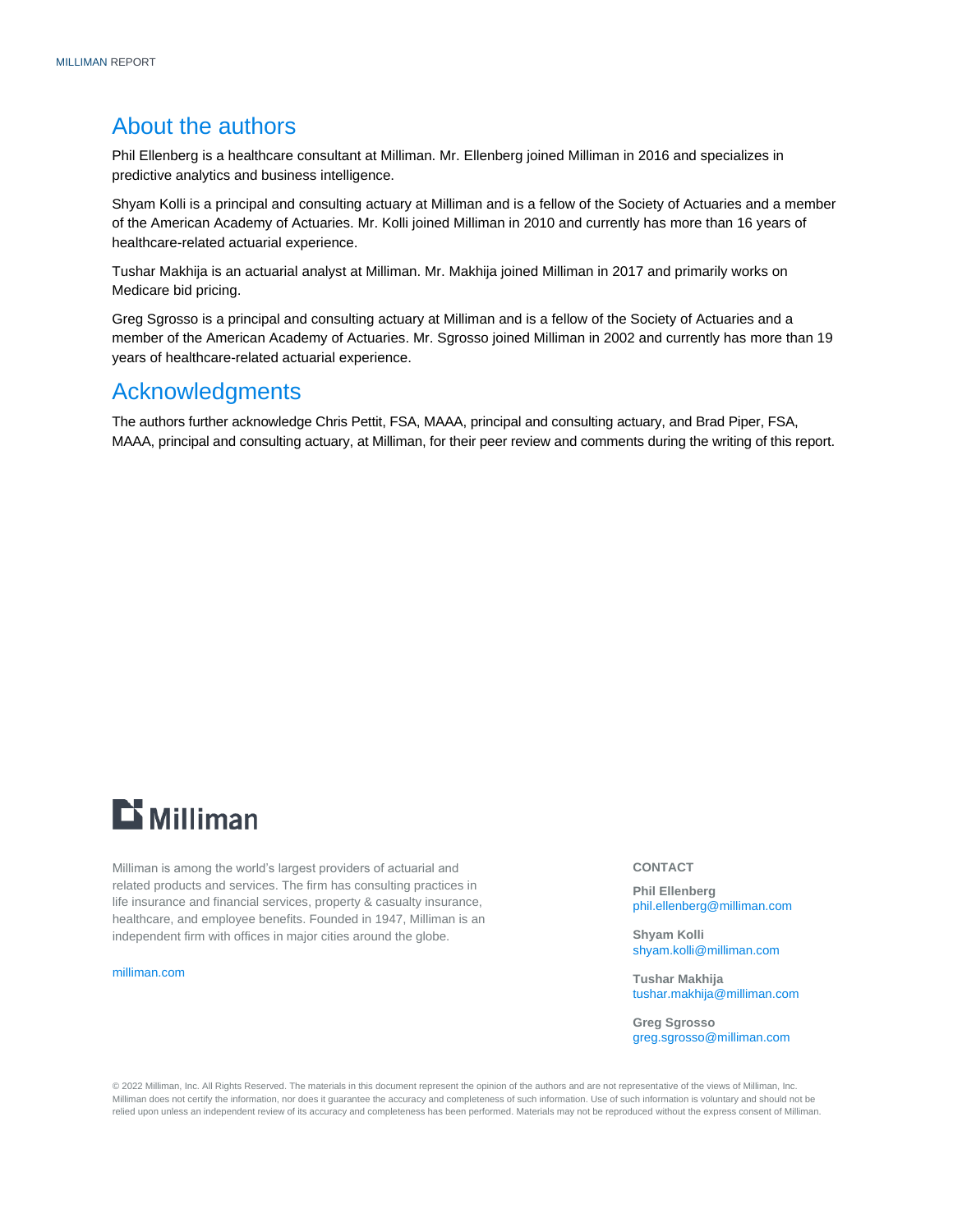## About the authors

Phil Ellenberg is a healthcare consultant at Milliman. Mr. Ellenberg joined Milliman in 2016 and specializes in predictive analytics and business intelligence.

Shyam Kolli is a principal and consulting actuary at Milliman and is a fellow of the Society of Actuaries and a member of the American Academy of Actuaries. Mr. Kolli joined Milliman in 2010 and currently has more than 16 years of healthcare-related actuarial experience.

Tushar Makhija is an actuarial analyst at Milliman. Mr. Makhija joined Milliman in 2017 and primarily works on Medicare bid pricing.

Greg Sgrosso is a principal and consulting actuary at Milliman and is a fellow of the Society of Actuaries and a member of the American Academy of Actuaries. Mr. Sgrosso joined Milliman in 2002 and currently has more than 19 years of healthcare-related actuarial experience.

## Acknowledgments

The authors further acknowledge Chris Pettit, FSA, MAAA, principal and consulting actuary, and Brad Piper, FSA, MAAA, principal and consulting actuary, at Milliman, for their peer review and comments during the writing of this report.

Milliman

Milliman is among the world's largest providers of actuarial and related products and services. The firm has consulting practices in life insurance and financial services, property & casualty insurance, healthcare, and employee benefits. Founded in 1947, Milliman is an independent firm with offices in major cities around the globe.

milliman.com

**CONTACT**

**Phil Ellenberg**
phil.ellenberg@milliman.com

**Shyam Kolli**
shyam.kolli@milliman.com

**Tushar Makhija**
tushar.makhija@milliman.com

**Greg Sgrosso**
greg.sgrosso@milliman.com

© 2022 Milliman, Inc. All Rights Reserved. The materials in this document represent the opinion of the authors and are not representative of the views of Milliman, Inc. Milliman does not certify the information, nor does it guarantee the accuracy and completeness of such information. Use of such information is voluntary and should not be relied upon unless an independent review of its accuracy and completeness has been performed. Materials may not be reproduced without the express consent of Milliman.